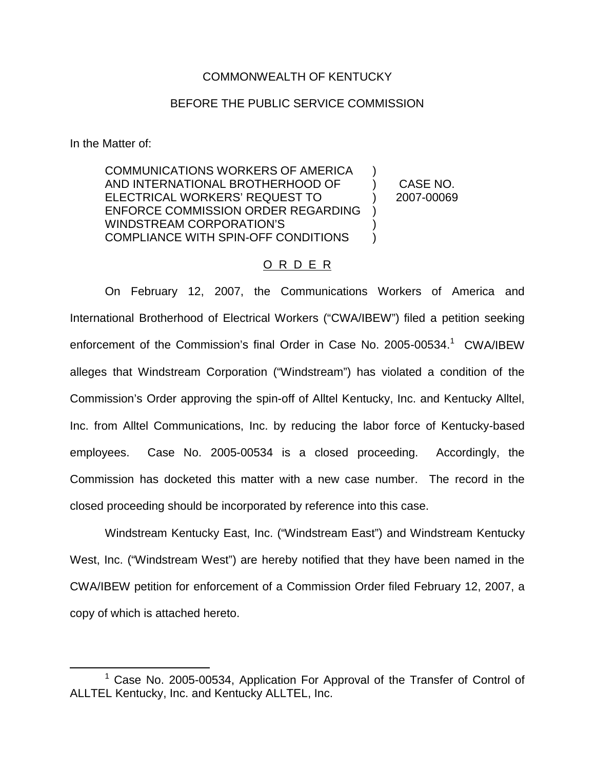COMMONWEALTH OF KENTUCKY

BEFORE THE PUBLIC SERVICE COMMISSION

In the Matter of:

COMMUNICATIONS WORKERS OF AMERICA AND INTERNATIONAL BROTHERHOOD OF ELECTRICAL WORKERS' REQUEST TO ENFORCE COMMISSION ORDER REGARDING WINDSTREAM CORPORATION'S COMPLIANCE WITH SPIN-OFF CONDITIONS ) CASE NO. 2007-00069

## O R D E R

On February 12, 2007, the Communications Workers of America and International Brotherhood of Electrical Workers ("CWA/IBEW") filed a petition seeking enforcement of the Commission's final Order in Case No. 2005-00534.[1] CWA/IBEW alleges that Windstream Corporation ("Windstream") has violated a condition of the Commission's Order approving the spin-off of Alltel Kentucky, Inc. and Kentucky Alltel, Inc. from Alltel Communications, Inc. by reducing the labor force of Kentucky-based employees. Case No. 2005-00534 is a closed proceeding. Accordingly, the Commission has docketed this matter with a new case number. The record in the closed proceeding should be incorporated by reference into this case.

Windstream Kentucky East, Inc. ("Windstream East") and Windstream Kentucky West, Inc. ("Windstream West") are hereby notified that they have been named in the CWA/IBEW petition for enforcement of a Commission Order filed February 12, 2007, a copy of which is attached hereto.

[1] Case No. 2005-00534, Application For Approval of the Transfer of Control of ALLTEL Kentucky, Inc. and Kentucky ALLTEL, Inc.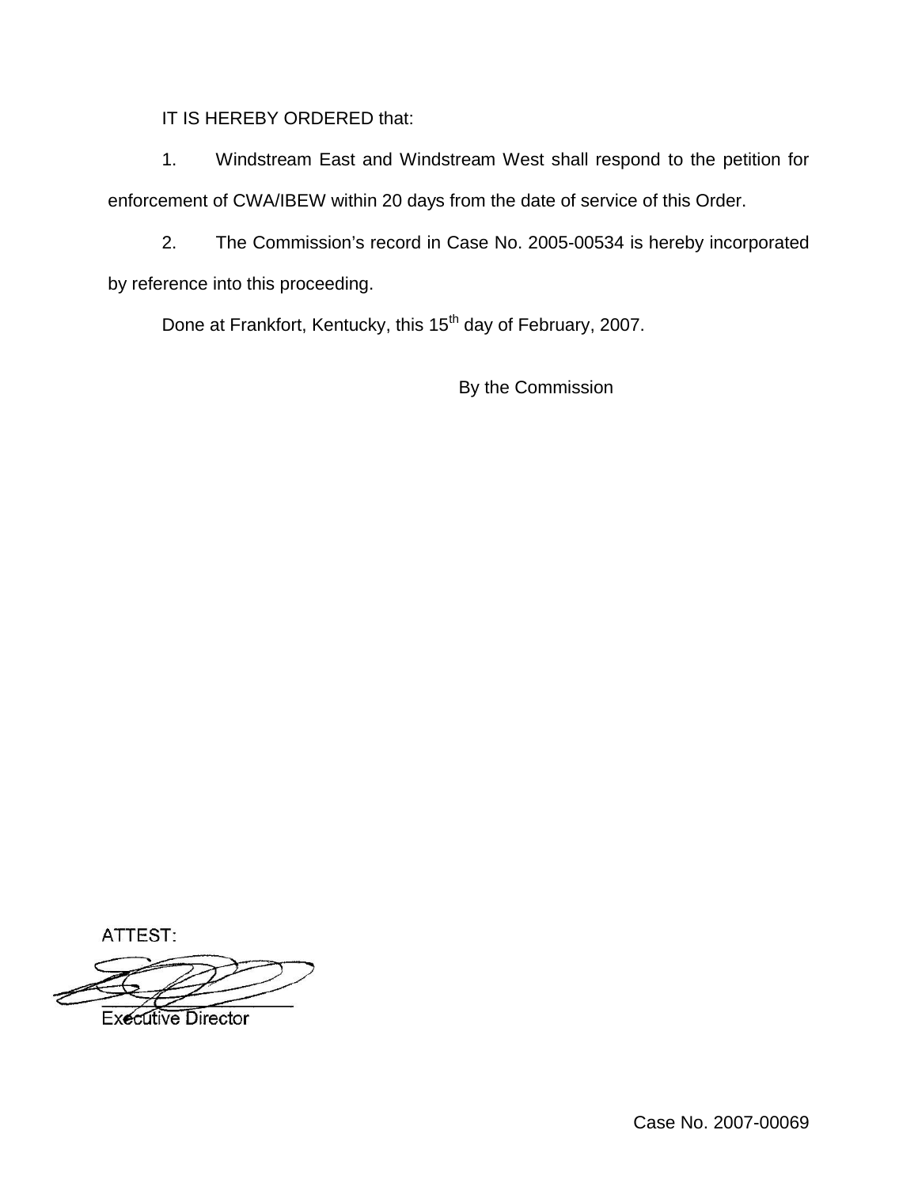IT IS HEREBY ORDERED that:

1. Windstream East and Windstream West shall respond to the petition for enforcement of CWA/IBEW within 20 days from the date of service of this Order.

2. The Commission's record in Case No. 2005-00534 is hereby incorporated by reference into this proceeding.

Done at Frankfort, Kentucky, this 15th day of February, 2007.

By the Commission

ATTEST:

Executive Director

Case No. 2007-00069